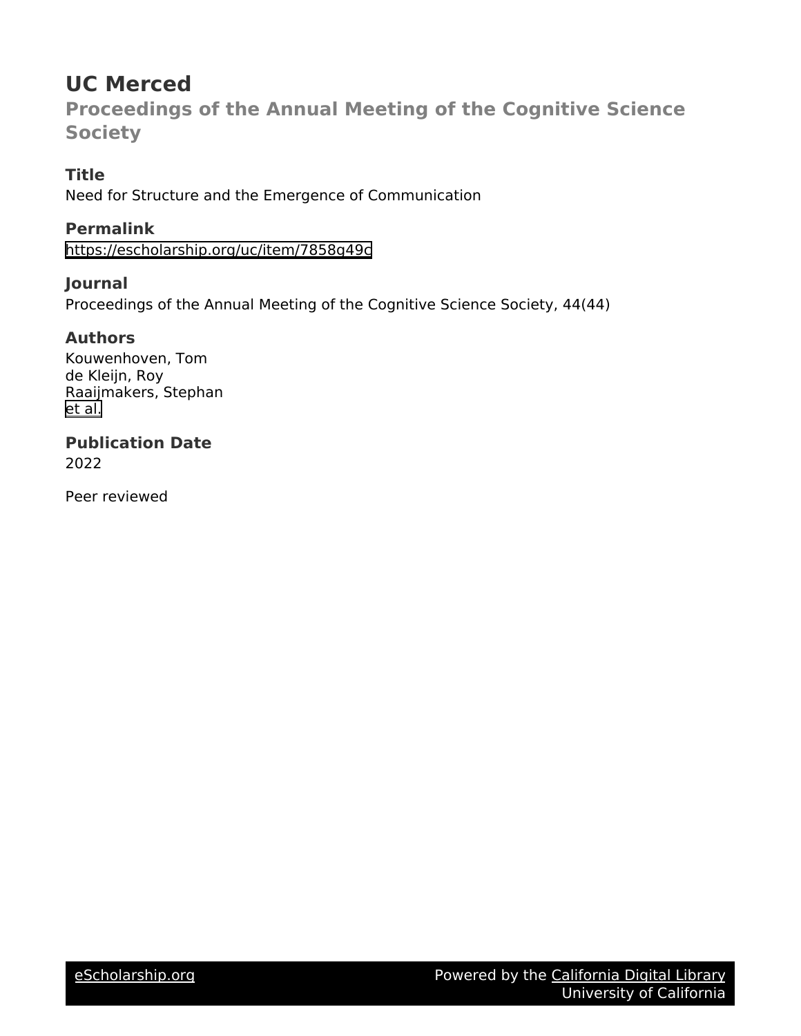# UC Merced

## Proceedings of the Annual Meeting of the Cognitive Science Society

### Title

Need for Structure and the Emergence of Communication

### Permalink

https://escholarship.org/uc/item/7858g49c

### Journal

Proceedings of the Annual Meeting of the Cognitive Science Society, 44(44)

### Authors

Kouwenhoven, Tom
de Kleijn, Roy
Raaijmakers, Stephan
et al.

### Publication Date

2022

Peer reviewed

eScholarship.org Powered by the California Digital Library University of California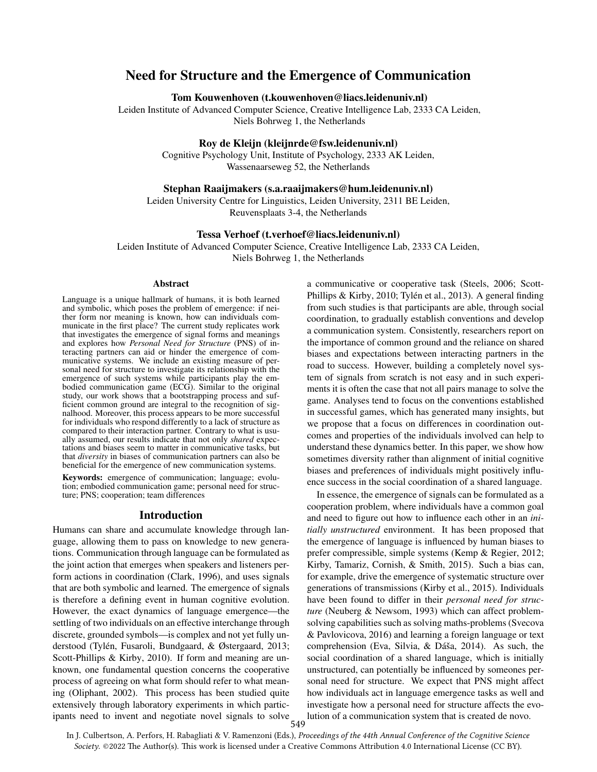# Need for Structure and the Emergence of Communication

**Tom Kouwenhoven (t.kouwenhoven@liacs.leidenuniv.nl)**
Leiden Institute of Advanced Computer Science, Creative Intelligence Lab, 2333 CA Leiden, Niels Bohrweg 1, the Netherlands

**Roy de Kleijn (kleijnrde@fsw.leidenuniv.nl)**
Cognitive Psychology Unit, Institute of Psychology, 2333 AK Leiden, Wassenaarseweg 52, the Netherlands

**Stephan Raaijmakers (s.a.raaijmakers@hum.leidenuniv.nl)**
Leiden University Centre for Linguistics, Leiden University, 2311 BE Leiden, Reuvensplaats 3-4, the Netherlands

**Tessa Verhoef (t.verhoef@liacs.leidenuniv.nl)**
Leiden Institute of Advanced Computer Science, Creative Intelligence Lab, 2333 CA Leiden, Niels Bohrweg 1, the Netherlands

## Abstract

Language is a unique hallmark of humans, it is both learned and symbolic, which poses the problem of emergence: if neither form nor meaning is known, how can individuals communicate in the first place? The current study replicates work that investigates the emergence of signal forms and meanings and explores how *Personal Need for Structure* (PNS) of interacting partners can aid or hinder the emergence of communicative systems. We include an existing measure of personal need for structure to investigate its relationship with the emergence of such systems while participants play the embodied communication game (ECG). Similar to the original study, our work shows that a bootstrapping process and sufficient common ground are integral to the recognition of signalhood. Moreover, this process appears to be more successful for individuals who respond differently to a lack of structure as compared to their interaction partner. Contrary to what is usually assumed, our results indicate that not only *shared* expectations and biases seem to matter in communicative tasks, but that *diversity* in biases of communication partners can also be beneficial for the emergence of new communication systems.

**Keywords:** emergence of communication; language; evolution; embodied communication game; personal need for structure; PNS; cooperation; team differences

## Introduction

Humans can share and accumulate knowledge through language, allowing them to pass on knowledge to new generations. Communication through language can be formulated as the joint action that emerges when speakers and listeners perform actions in coordination (Clark, 1996), and uses signals that are both symbolic and learned. The emergence of signals is therefore a defining event in human cognitive evolution. However, the exact dynamics of language emergence—the settling of two individuals on an effective interchange through discrete, grounded symbols—is complex and not yet fully understood (Tylén, Fusaroli, Bundgaard, & Østergaard, 2013; Scott-Phillips & Kirby, 2010). If form and meaning are unknown, one fundamental question concerns the cooperative process of agreeing on what form should refer to what meaning (Oliphant, 2002). This process has been studied quite extensively through laboratory experiments in which participants need to invent and negotiate novel signals to solve a communicative or cooperative task (Steels, 2006; Scott-Phillips & Kirby, 2010; Tylén et al., 2013). A general finding from such studies is that participants are able, through social coordination, to gradually establish conventions and develop a communication system. Consistently, researchers report on the importance of common ground and the reliance on shared biases and expectations between interacting partners in the road to success. However, building a completely novel system of signals from scratch is not easy and in such experiments it is often the case that not all pairs manage to solve the game. Analyses tend to focus on the conventions established in successful games, which has generated many insights, but we propose that a focus on differences in coordination outcomes and properties of the individuals involved can help to understand these dynamics better. In this paper, we show how sometimes diversity rather than alignment of initial cognitive biases and preferences of individuals might positively influence success in the social coordination of a shared language.

In essence, the emergence of signals can be formulated as a cooperation problem, where individuals have a common goal and need to figure out how to influence each other in an *initially unstructured* environment. It has been proposed that the emergence of language is influenced by human biases to prefer compressible, simple systems (Kemp & Regier, 2012; Kirby, Tamariz, Cornish, & Smith, 2015). Such a bias can, for example, drive the emergence of systematic structure over generations of transmissions (Kirby et al., 2015). Individuals have been found to differ in their *personal need for structure* (Neuberg & Newsom, 1993) which can affect problem-solving capabilities such as solving maths-problems (Svecova & Pavlovicova, 2016) and learning a foreign language or text comprehension (Eva, Silvia, & Dáša, 2014). As such, the social coordination of a shared language, which is initially unstructured, can potentially be influenced by someones personal need for structure. We expect that PNS might affect how individuals act in language emergence tasks as well and investigate how a personal need for structure affects the evolution of a communication system that is created de novo.

In J. Culbertson, A. Perfors, H. Rabagliati & V. Ramenzoni (Eds.), *Proceedings of the 44th Annual Conference of the Cognitive Science Society*. ©2022 The Author(s). This work is licensed under a Creative Commons Attribution 4.0 International License (CC BY).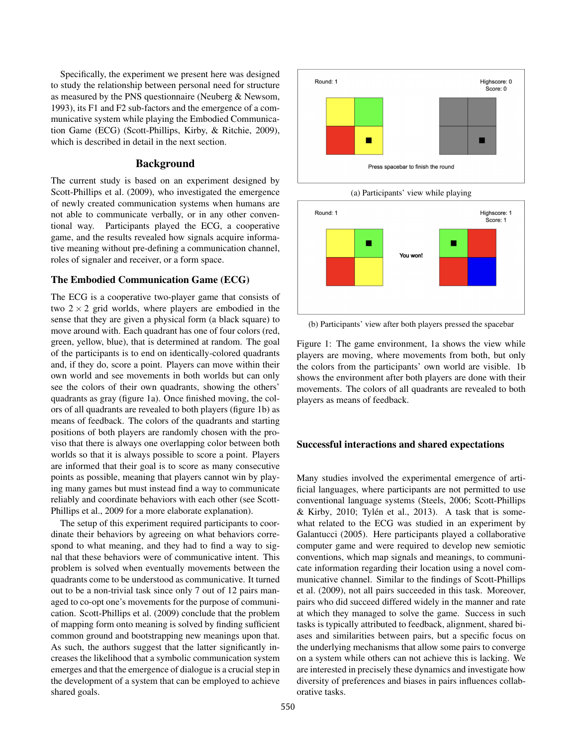Specifically, the experiment we present here was designed to study the relationship between personal need for structure as measured by the PNS questionnaire (Neuberg & Newsom, 1993), its F1 and F2 sub-factors and the emergence of a communicative system while playing the Embodied Communication Game (ECG) (Scott-Phillips, Kirby, & Ritchie, 2009), which is described in detail in the next section.

## Background

The current study is based on an experiment designed by Scott-Phillips et al. (2009), who investigated the emergence of newly created communication systems when humans are not able to communicate verbally, or in any other conventional way. Participants played the ECG, a cooperative game, and the results revealed how signals acquire informative meaning without pre-defining a communication channel, roles of signaler and receiver, or a form space.

### The Embodied Communication Game (ECG)

The ECG is a cooperative two-player game that consists of two $2 \times 2$ grid worlds, where players are embodied in the sense that they are given a physical form (a black square) to move around with. Each quadrant has one of four colors (red, green, yellow, blue), that is determined at random. The goal of the participants is to end on identically-colored quadrants and, if they do, score a point. Players can move within their own world and see movements in both worlds but can only see the colors of their own quadrants, showing the others' quadrants as gray (figure 1a). Once finished moving, the colors of all quadrants are revealed to both players (figure 1b) as means of feedback. The colors of the quadrants and starting positions of both players are randomly chosen with the proviso that there is always one overlapping color between both worlds so that it is always possible to score a point. Players are informed that their goal is to score as many consecutive points as possible, meaning that players cannot win by playing many games but must instead find a way to communicate reliably and coordinate behaviors with each other (see Scott-Phillips et al., 2009 for a more elaborate explanation).

The setup of this experiment required participants to coordinate their behaviors by agreeing on what behaviors correspond to what meaning, and they had to find a way to signal that these behaviors were of communicative intent. This problem is solved when eventually movements between the quadrants come to be understood as communicative. It turned out to be a non-trivial task since only 7 out of 12 pairs managed to co-opt one's movements for the purpose of communication. Scott-Phillips et al. (2009) conclude that the problem of mapping form onto meaning is solved by finding sufficient common ground and bootstrapping new meanings upon that. As such, the authors suggest that the latter significantly increases the likelihood that a symbolic communication system emerges and that the emergence of dialogue is a crucial step in the development of a system that can be employed to achieve shared goals.

(a) Participants' view while playing

(b) Participants' view after both players pressed the spacebar

Figure 1: The game environment, 1a shows the view while players are moving, where movements from both, but only the colors from the participants' own world are visible. 1b shows the environment after both players are done with their movements. The colors of all quadrants are revealed to both players as means of feedback.

### Successful interactions and shared expectations

Many studies involved the experimental emergence of artificial languages, where participants are not permitted to use conventional language systems (Steels, 2006; Scott-Phillips & Kirby, 2010; Tylén et al., 2013). A task that is somewhat related to the ECG was studied in an experiment by Galantucci (2005). Here participants played a collaborative computer game and were required to develop new semiotic conventions, which map signals and meanings, to communicate information regarding their location using a novel communicative channel. Similar to the findings of Scott-Phillips et al. (2009), not all pairs succeeded in this task. Moreover, pairs who did succeed differed widely in the manner and rate at which they managed to solve the game. Success in such tasks is typically attributed to feedback, alignment, shared biases and similarities between pairs, but a specific focus on the underlying mechanisms that allow some pairs to converge on a system while others can not achieve this is lacking. We are interested in precisely these dynamics and investigate how diversity of preferences and biases in pairs influences collaborative tasks.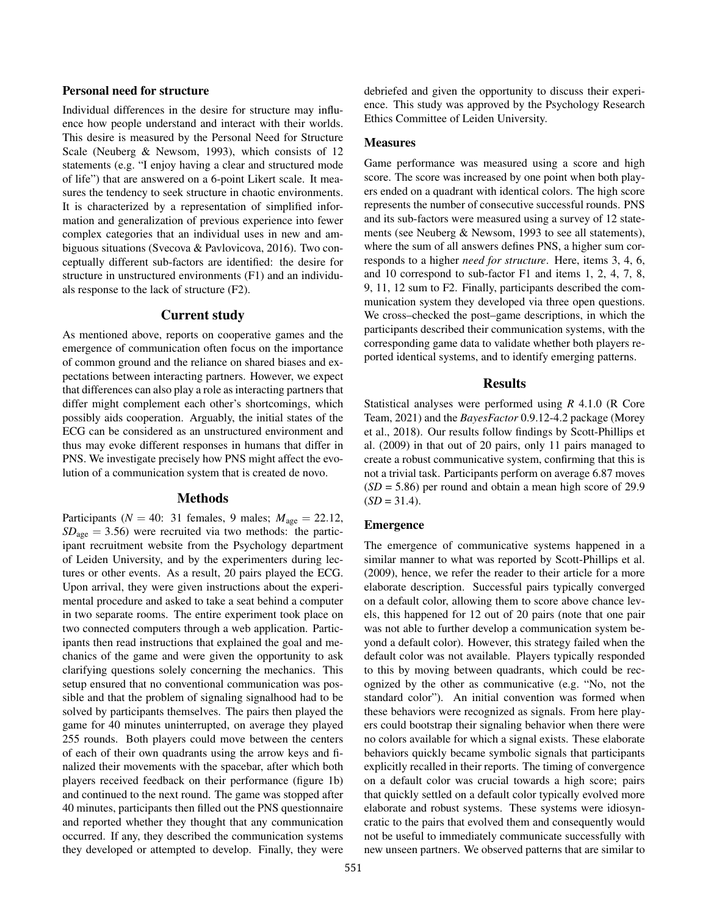### Personal need for structure

Individual differences in the desire for structure may influence how people understand and interact with their worlds. This desire is measured by the Personal Need for Structure Scale (Neuberg & Newsom, 1993), which consists of 12 statements (e.g. "I enjoy having a clear and structured mode of life") that are answered on a 6-point Likert scale. It measures the tendency to seek structure in chaotic environments. It is characterized by a representation of simplified information and generalization of previous experience into fewer complex categories that an individual uses in new and ambiguous situations (Svecova & Pavlovicova, 2016). Two conceptually different sub-factors are identified: the desire for structure in unstructured environments (F1) and an individuals response to the lack of structure (F2).

## Current study

As mentioned above, reports on cooperative games and the emergence of communication often focus on the importance of common ground and the reliance on shared biases and expectations between interacting partners. However, we expect that differences can also play a role as interacting partners that differ might complement each other's shortcomings, which possibly aids cooperation. Arguably, the initial states of the ECG can be considered as an unstructured environment and thus may evoke different responses in humans that differ in PNS. We investigate precisely how PNS might affect the evolution of a communication system that is created de novo.

## Methods

Participants ($N = 40$: 31 females, 9 males; $M_{\text{age}} = 22.12$, $SD_{\text{age}} = 3.56$) were recruited via two methods: the participant recruitment website from the Psychology department of Leiden University, and by the experimenters during lectures or other events. As a result, 20 pairs played the ECG. Upon arrival, they were given instructions about the experimental procedure and asked to take a seat behind a computer in two separate rooms. The entire experiment took place on two connected computers through a web application. Participants then read instructions that explained the goal and mechanics of the game and were given the opportunity to ask clarifying questions solely concerning the mechanics. This setup ensured that no conventional communication was possible and that the problem of signaling signalhood had to be solved by participants themselves. The pairs then played the game for 40 minutes uninterrupted, on average they played 255 rounds. Both players could move between the centers of each of their own quadrants using the arrow keys and finalized their movements with the spacebar, after which both players received feedback on their performance (figure 1b) and continued to the next round. The game was stopped after 40 minutes, participants then filled out the PNS questionnaire and reported whether they thought that any communication occurred. If any, they described the communication systems they developed or attempted to develop. Finally, they were debriefed and given the opportunity to discuss their experience. This study was approved by the Psychology Research Ethics Committee of Leiden University.

### Measures

Game performance was measured using a score and high score. The score was increased by one point when both players ended on a quadrant with identical colors. The high score represents the number of consecutive successful rounds. PNS and its sub-factors were measured using a survey of 12 statements (see Neuberg & Newsom, 1993 to see all statements), where the sum of all answers defines PNS, a higher sum corresponds to a higher *need for structure*. Here, items 3, 4, 6, and 10 correspond to sub-factor F1 and items 1, 2, 4, 7, 8, 9, 11, 12 sum to F2. Finally, participants described the communication system they developed via three open questions. We cross–checked the post–game descriptions, in which the participants described their communication systems, with the corresponding game data to validate whether both players reported identical systems, and to identify emerging patterns.

## Results

Statistical analyses were performed using *R* 4.1.0 (R Core Team, 2021) and the *BayesFactor* 0.9.12-4.2 package (Morey et al., 2018). Our results follow findings by Scott-Phillips et al. (2009) in that out of 20 pairs, only 11 pairs managed to create a robust communicative system, confirming that this is not a trivial task. Participants perform on average 6.87 moves ($SD$ = 5.86) per round and obtain a mean high score of 29.9 ($SD$ = 31.4).

### Emergence

The emergence of communicative systems happened in a similar manner to what was reported by Scott-Phillips et al. (2009), hence, we refer the reader to their article for a more elaborate description. Successful pairs typically converged on a default color, allowing them to score above chance levels, this happened for 12 out of 20 pairs (note that one pair was not able to further develop a communication system beyond a default color). However, this strategy failed when the default color was not available. Players typically responded to this by moving between quadrants, which could be recognized by the other as communicative (e.g. "No, not the standard color"). An initial convention was formed when these behaviors were recognized as signals. From here players could bootstrap their signaling behavior when there were no colors available for which a signal exists. These elaborate behaviors quickly became symbolic signals that participants explicitly recalled in their reports. The timing of convergence on a default color was crucial towards a high score; pairs that quickly settled on a default color typically evolved more elaborate and robust systems. These systems were idiosyncratic to the pairs that evolved them and consequently would not be useful to immediately communicate successfully with new unseen partners. We observed patterns that are similar to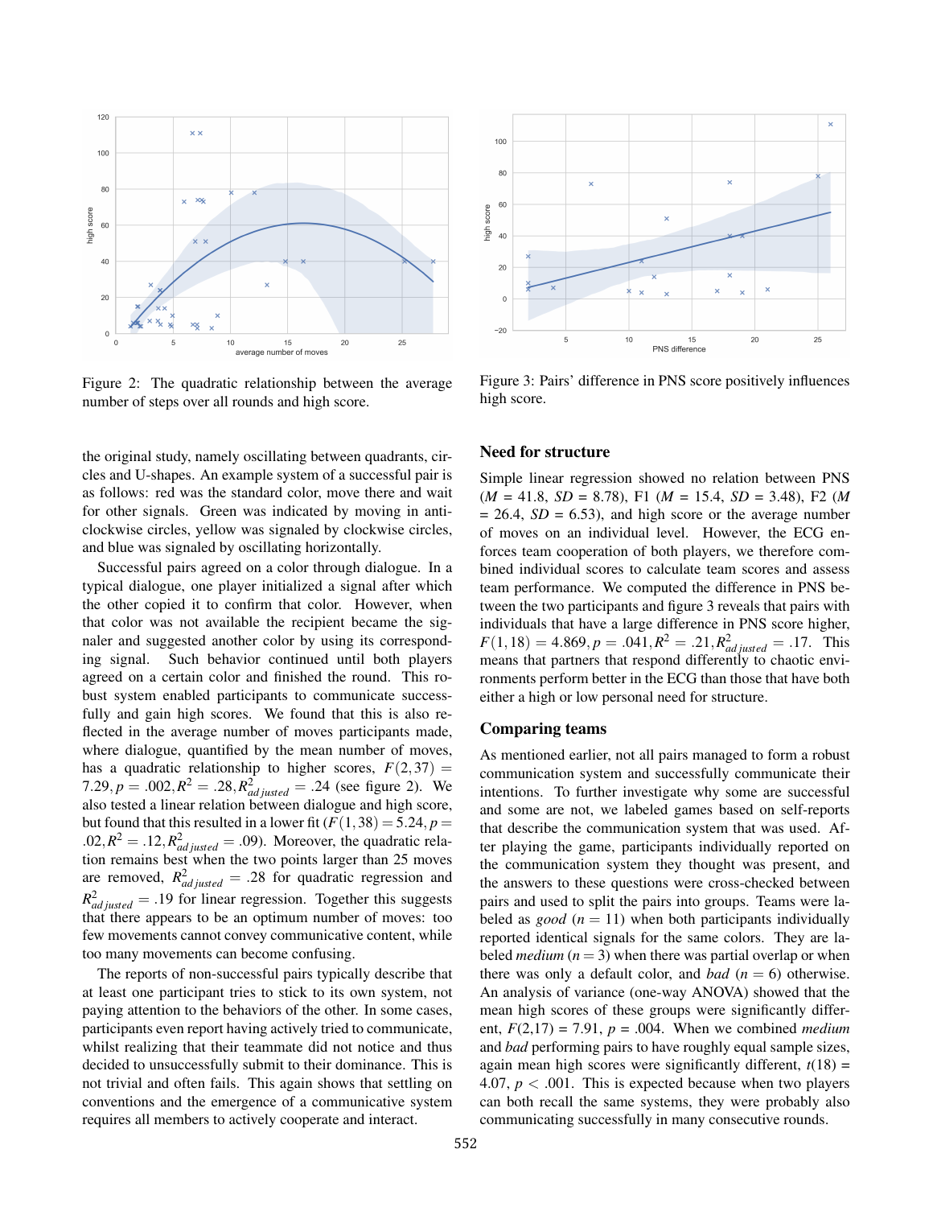Figure 2: The quadratic relationship between the average number of steps over all rounds and high score.

Figure 3: Pairs' difference in PNS score positively influences high score.

the original study, namely oscillating between quadrants, circles and U-shapes. An example system of a successful pair is as follows: red was the standard color, move there and wait for other signals. Green was indicated by moving in anti-clockwise circles, yellow was signaled by clockwise circles, and blue was signaled by oscillating horizontally.

Successful pairs agreed on a color through dialogue. In a typical dialogue, one player initialized a signal after which the other copied it to confirm that color. However, when that color was not available the recipient became the signaler and suggested another color by using its corresponding signal. Such behavior continued until both players agreed on a certain color and finished the round. This robust system enabled participants to communicate successfully and gain high scores. We found that this is also reflected in the average number of moves participants made, where dialogue, quantified by the mean number of moves, has a quadratic relationship to higher scores, $F(2,37) = 7.29, p = .002, R^2 = .28, R^2_{adjusted} = .24$ (see figure 2). We also tested a linear relation between dialogue and high score, but found that this resulted in a lower fit ($F(1,38) = 5.24, p = .02, R^2 = .12, R^2_{adjusted} = .09$). Moreover, the quadratic relation remains best when the two points larger than 25 moves are removed, $R^2_{adjusted} = .28$ for quadratic regression and $R^2_{adjusted} = .19$ for linear regression. Together this suggests that there appears to be an optimum number of moves: too few movements cannot convey communicative content, while too many movements can become confusing.

The reports of non-successful pairs typically describe that at least one participant tries to stick to its own system, not paying attention to the behaviors of the other. In some cases, participants even report having actively tried to communicate, whilst realizing that their teammate did not notice and thus decided to unsuccessfully submit to their dominance. This is not trivial and often fails. This again shows that settling on conventions and the emergence of a communicative system requires all members to actively cooperate and interact.

## Need for structure

Simple linear regression showed no relation between PNS ($M$ = 41.8, $SD$ = 8.78), F1 ($M$ = 15.4, $SD$ = 3.48), F2 ($M$ = 26.4, $SD$ = 6.53), and high score or the average number of moves on an individual level. However, the ECG enforces team cooperation of both players, we therefore combined individual scores to calculate team scores and assess team performance. We computed the difference in PNS between the two participants and figure 3 reveals that pairs with individuals that have a large difference in PNS score higher, $F(1,18) = 4.869, p = .041, R^2 = .21, R^2_{adjusted} = .17$. This means that partners that respond differently to chaotic environments perform better in the ECG than those that have both either a high or low personal need for structure.

## Comparing teams

As mentioned earlier, not all pairs managed to form a robust communication system and successfully communicate their intentions. To further investigate why some are successful and some are not, we labeled games based on self-reports that describe the communication system that was used. After playing the game, participants individually reported on the communication system they thought was present, and the answers to these questions were cross-checked between pairs and used to split the pairs into groups. Teams were labeled as *good* ($n = 11$) when both participants individually reported identical signals for the same colors. They are labeled *medium* ($n = 3$) when there was partial overlap or when there was only a default color, and *bad* ($n = 6$) otherwise. An analysis of variance (one-way ANOVA) showed that the mean high scores of these groups were significantly different, $F(2,17) = 7.91$, $p = .004$. When we combined *medium* and *bad* performing pairs to have roughly equal sample sizes, again mean high scores were significantly different, $t(18) = 4.07$, $p < .001$. This is expected because when two players can both recall the same systems, they were probably also communicating successfully in many consecutive rounds.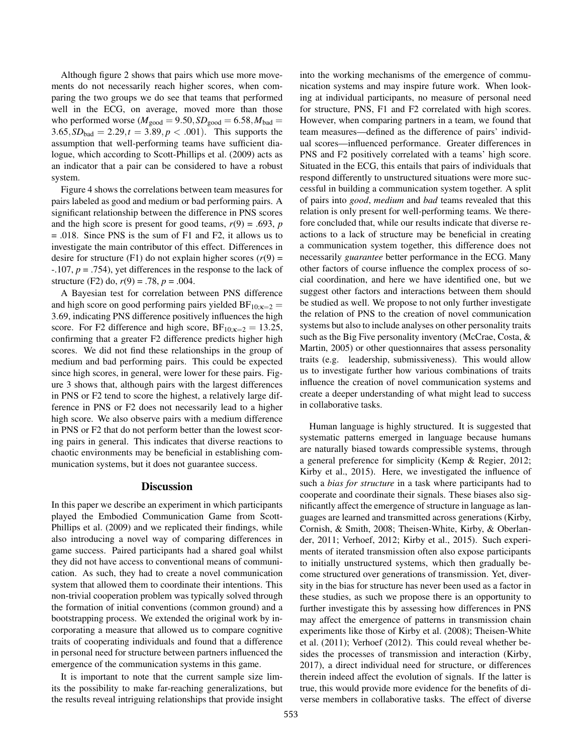Although figure 2 shows that pairs which use more movements do not necessarily reach higher scores, when comparing the two groups we do see that teams that performed well in the ECG, on average, moved more than those who performed worse ($M_{\text{good}} = 9.50, SD_{\text{good}} = 6.58, M_{\text{bad}} = 3.65, SD_{\text{bad}} = 2.29, t = 3.89, p < .001$). This supports the assumption that well-performing teams have sufficient dialogue, which according to Scott-Phillips et al. (2009) acts as an indicator that a pair can be considered to have a robust system.

Figure 4 shows the correlations between team measures for pairs labeled as good and medium or bad performing pairs. A significant relationship between the difference in PNS scores and the high score is present for good teams, $r(9) = .693$, $p = .018$. Since PNS is the sum of F1 and F2, it allows us to investigate the main contributor of this effect. Differences in desire for structure (F1) do not explain higher scores ($r(9) = -.107$, $p = .754$), yet differences in the response to the lack of structure (F2) do, $r(9) = .78$, $p = .004$.

A Bayesian test for correlation between PNS difference and high score on good performing pairs yielded $BF_{10;\kappa=2} = 3.69$, indicating PNS difference positively influences the high score. For F2 difference and high score, $BF_{10;\kappa=2} = 13.25$, confirming that a greater F2 difference predicts higher high scores. We did not find these relationships in the group of medium and bad performing pairs. This could be expected since high scores, in general, were lower for these pairs. Figure 3 shows that, although pairs with the largest differences in PNS or F2 tend to score the highest, a relatively large difference in PNS or F2 does not necessarily lead to a higher high score. We also observe pairs with a medium difference in PNS or F2 that do not perform better than the lowest scoring pairs in general. This indicates that diverse reactions to chaotic environments may be beneficial in establishing communication systems, but it does not guarantee success.

## Discussion

In this paper we describe an experiment in which participants played the Embodied Communication Game from Scott-Phillips et al. (2009) and we replicated their findings, while also introducing a novel way of comparing differences in game success. Paired participants had a shared goal whilst they did not have access to conventional means of communication. As such, they had to create a novel communication system that allowed them to coordinate their intentions. This non-trivial cooperation problem was typically solved through the formation of initial conventions (common ground) and a bootstrapping process. We extended the original work by incorporating a measure that allowed us to compare cognitive traits of cooperating individuals and found that a difference in personal need for structure between partners influenced the emergence of the communication systems in this game.

It is important to note that the current sample size limits the possibility to make far-reaching generalizations, but the results reveal intriguing relationships that provide insight into the working mechanisms of the emergence of communication systems and may inspire future work. When looking at individual participants, no measure of personal need for structure, PNS, F1 and F2 correlated with high scores. However, when comparing partners in a team, we found that team measures—defined as the difference of pairs' individual scores—influenced performance. Greater differences in PNS and F2 positively correlated with a teams' high score. Situated in the ECG, this entails that pairs of individuals that respond differently to unstructured situations were more successful in building a communication system together. A split of pairs into *good*, *medium* and *bad* teams revealed that this relation is only present for well-performing teams. We therefore concluded that, while our results indicate that diverse reactions to a lack of structure may be beneficial in creating a communication system together, this difference does not necessarily *guarantee* better performance in the ECG. Many other factors of course influence the complex process of social coordination, and here we have identified one, but we suggest other factors and interactions between them should be studied as well. We propose to not only further investigate the relation of PNS to the creation of novel communication systems but also to include analyses on other personality traits such as the Big Five personality inventory (McCrae, Costa, & Martin, 2005) or other questionnaires that assess personality traits (e.g. leadership, submissiveness). This would allow us to investigate further how various combinations of traits influence the creation of novel communication systems and create a deeper understanding of what might lead to success in collaborative tasks.

Human language is highly structured. It is suggested that systematic patterns emerged in language because humans are naturally biased towards compressible systems, through a general preference for simplicity (Kemp & Regier, 2012; Kirby et al., 2015). Here, we investigated the influence of such a *bias for structure* in a task where participants had to cooperate and coordinate their signals. These biases also significantly affect the emergence of structure in language as languages are learned and transmitted across generations (Kirby, Cornish, & Smith, 2008; Theisen-White, Kirby, & Oberlander, 2011; Verhoef, 2012; Kirby et al., 2015). Such experiments of iterated transmission often also expose participants to initially unstructured systems, which then gradually become structured over generations of transmission. Yet, diversity in the bias for structure has never been used as a factor in these studies, as such we propose there is an opportunity to further investigate this by assessing how differences in PNS may affect the emergence of patterns in transmission chain experiments like those of Kirby et al. (2008); Theisen-White et al. (2011); Verhoef (2012). This could reveal whether besides the processes of transmission and interaction (Kirby, 2017), a direct individual need for structure, or differences therein indeed affect the evolution of signals. If the latter is true, this would provide more evidence for the benefits of diverse members in collaborative tasks. The effect of diverse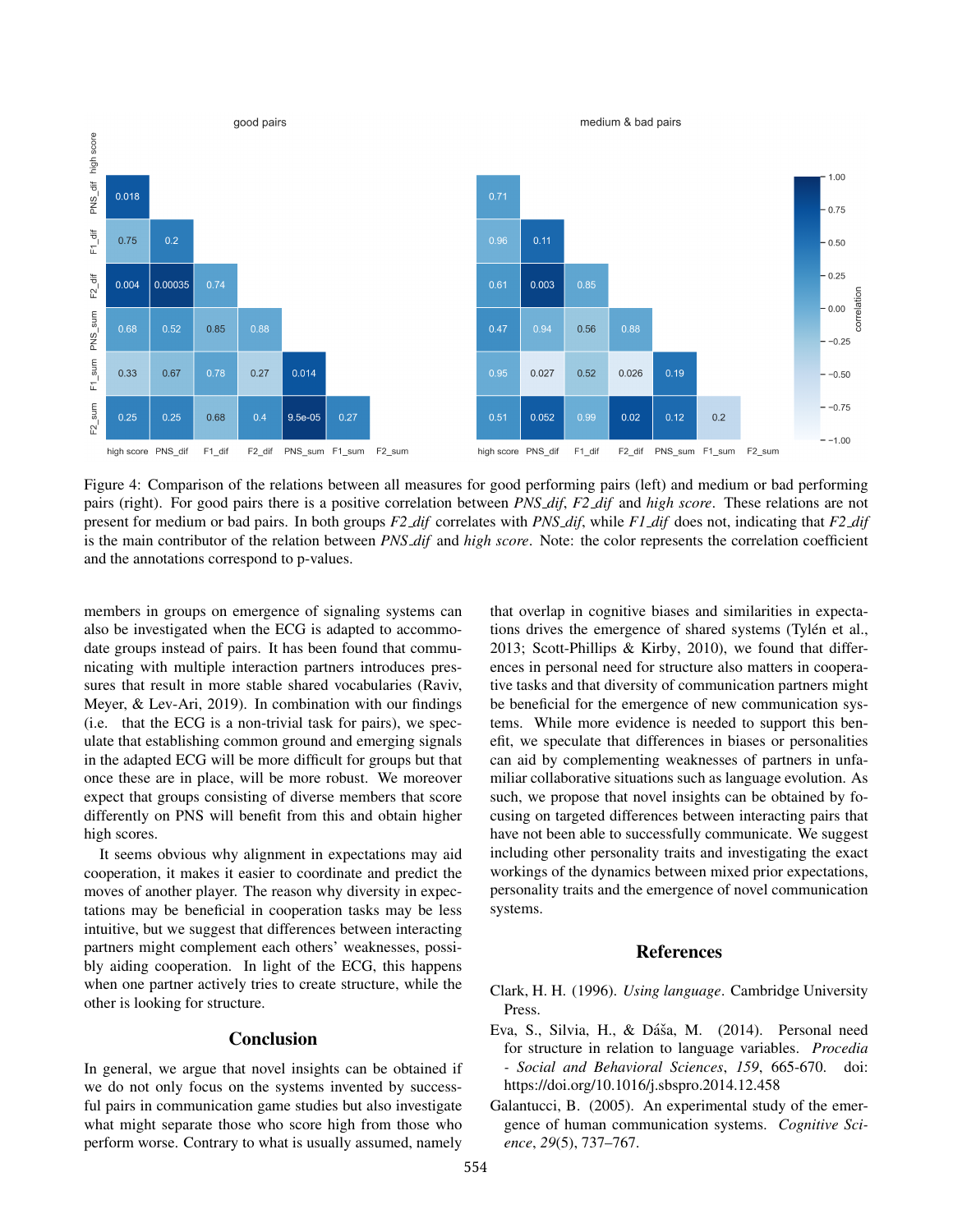Figure 4: Comparison of the relations between all measures for good performing pairs (left) and medium or bad performing pairs (right). For good pairs there is a positive correlation between *PNS_dif*, *F2_dif* and *high score*. These relations are not present for medium or bad pairs. In both groups *F2_dif* correlates with *PNS_dif*, while *F1_dif* does not, indicating that *F2_dif* is the main contributor of the relation between *PNS_dif* and *high score*. Note: the color represents the correlation coefficient and the annotations correspond to p-values.

members in groups on emergence of signaling systems can also be investigated when the ECG is adapted to accommodate groups instead of pairs. It has been found that communicating with multiple interaction partners introduces pressures that result in more stable shared vocabularies (Raviv, Meyer, & Lev-Ari, 2019). In combination with our findings (i.e. that the ECG is a non-trivial task for pairs), we speculate that establishing common ground and emerging signals in the adapted ECG will be more difficult for groups but that once these are in place, will be more robust. We moreover expect that groups consisting of diverse members that score differently on PNS will benefit from this and obtain higher high scores.

It seems obvious why alignment in expectations may aid cooperation, it makes it easier to coordinate and predict the moves of another player. The reason why diversity in expectations may be beneficial in cooperation tasks may be less intuitive, but we suggest that differences between interacting partners might complement each others' weaknesses, possibly aiding cooperation. In light of the ECG, this happens when one partner actively tries to create structure, while the other is looking for structure.

## Conclusion

In general, we argue that novel insights can be obtained if we do not only focus on the systems invented by successful pairs in communication game studies but also investigate what might separate those who score high from those who perform worse. Contrary to what is usually assumed, namely that overlap in cognitive biases and similarities in expectations drives the emergence of shared systems (Tylén et al., 2013; Scott-Phillips & Kirby, 2010), we found that differences in personal need for structure also matters in cooperative tasks and that diversity of communication partners might be beneficial for the emergence of new communication systems. While more evidence is needed to support this benefit, we speculate that differences in biases or personalities can aid by complementing weaknesses of partners in unfamiliar collaborative situations such as language evolution. As such, we propose that novel insights can be obtained by focusing on targeted differences between interacting pairs that have not been able to successfully communicate. We suggest including other personality traits and investigating the exact workings of the dynamics between mixed prior expectations, personality traits and the emergence of novel communication systems.

## References

Clark, H. H. (1996). *Using language*. Cambridge University Press.

Eva, S., Silvia, H., & Dáša, M. (2014). Personal need for structure in relation to language variables. *Procedia - Social and Behavioral Sciences*, *159*, 665-670. doi: https://doi.org/10.1016/j.sbspro.2014.12.458

Galantucci, B. (2005). An experimental study of the emergence of human communication systems. *Cognitive Science*, *29*(5), 737–767.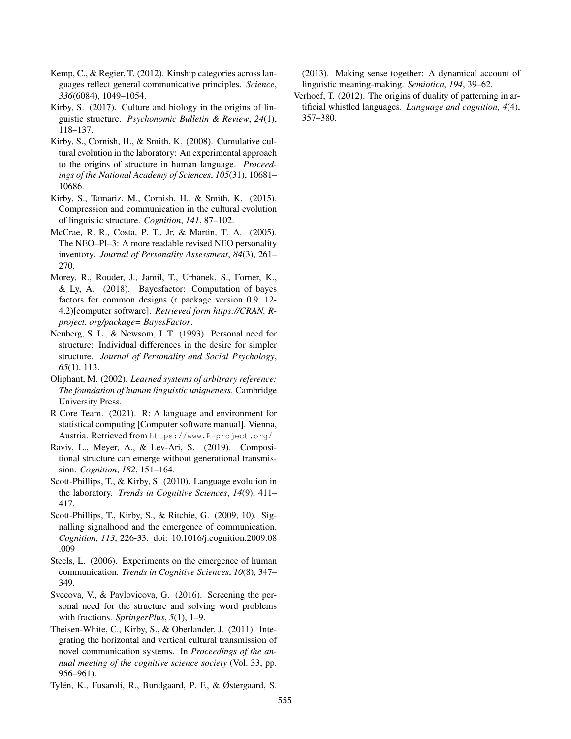Kemp, C., & Regier, T. (2012). Kinship categories across languages reflect general communicative principles. *Science*, *336*(6084), 1049–1054.

Kirby, S. (2017). Culture and biology in the origins of linguistic structure. *Psychonomic Bulletin & Review*, *24*(1), 118–137.

Kirby, S., Cornish, H., & Smith, K. (2008). Cumulative cultural evolution in the laboratory: An experimental approach to the origins of structure in human language. *Proceedings of the National Academy of Sciences*, *105*(31), 10681–10686.

Kirby, S., Tamariz, M., Cornish, H., & Smith, K. (2015). Compression and communication in the cultural evolution of linguistic structure. *Cognition*, *141*, 87–102.

McCrae, R. R., Costa, P. T., Jr, & Martin, T. A. (2005). The NEO–PI–3: A more readable revised NEO personality inventory. *Journal of Personality Assessment*, *84*(3), 261–270.

Morey, R., Rouder, J., Jamil, T., Urbanek, S., Forner, K., & Ly, A. (2018). Bayesfactor: Computation of bayes factors for common designs (r package version 0.9. 12-4.2)[computer software]. *Retrieved form https://CRAN. R-project. org/package= BayesFactor*.

Neuberg, S. L., & Newsom, J. T. (1993). Personal need for structure: Individual differences in the desire for simpler structure. *Journal of Personality and Social Psychology*, *65*(1), 113.

Oliphant, M. (2002). *Learned systems of arbitrary reference: The foundation of human linguistic uniqueness*. Cambridge University Press.

R Core Team. (2021). R: A language and environment for statistical computing [Computer software manual]. Vienna, Austria. Retrieved from `https://www.R-project.org/`

Raviv, L., Meyer, A., & Lev-Ari, S. (2019). Compositional structure can emerge without generational transmission. *Cognition*, *182*, 151–164.

Scott-Phillips, T., & Kirby, S. (2010). Language evolution in the laboratory. *Trends in Cognitive Sciences*, *14*(9), 411–417.

Scott-Phillips, T., Kirby, S., & Ritchie, G. (2009, 10). Signalling signalhood and the emergence of communication. *Cognition*, *113*, 226-33. doi: 10.1016/j.cognition.2009.08.009

Steels, L. (2006). Experiments on the emergence of human communication. *Trends in Cognitive Sciences*, *10*(8), 347–349.

Svecova, V., & Pavlovicova, G. (2016). Screening the personal need for the structure and solving word problems with fractions. *SpringerPlus*, *5*(1), 1–9.

Theisen-White, C., Kirby, S., & Oberlander, J. (2011). Integrating the horizontal and vertical cultural transmission of novel communication systems. In *Proceedings of the annual meeting of the cognitive science society* (Vol. 33, pp. 956–961).

Tylén, K., Fusaroli, R., Bundgaard, P. F., & Østergaard, S. (2013). Making sense together: A dynamical account of linguistic meaning-making. *Semiotica*, *194*, 39–62.

Verhoef, T. (2012). The origins of duality of patterning in artificial whistled languages. *Language and cognition*, *4*(4), 357–380.